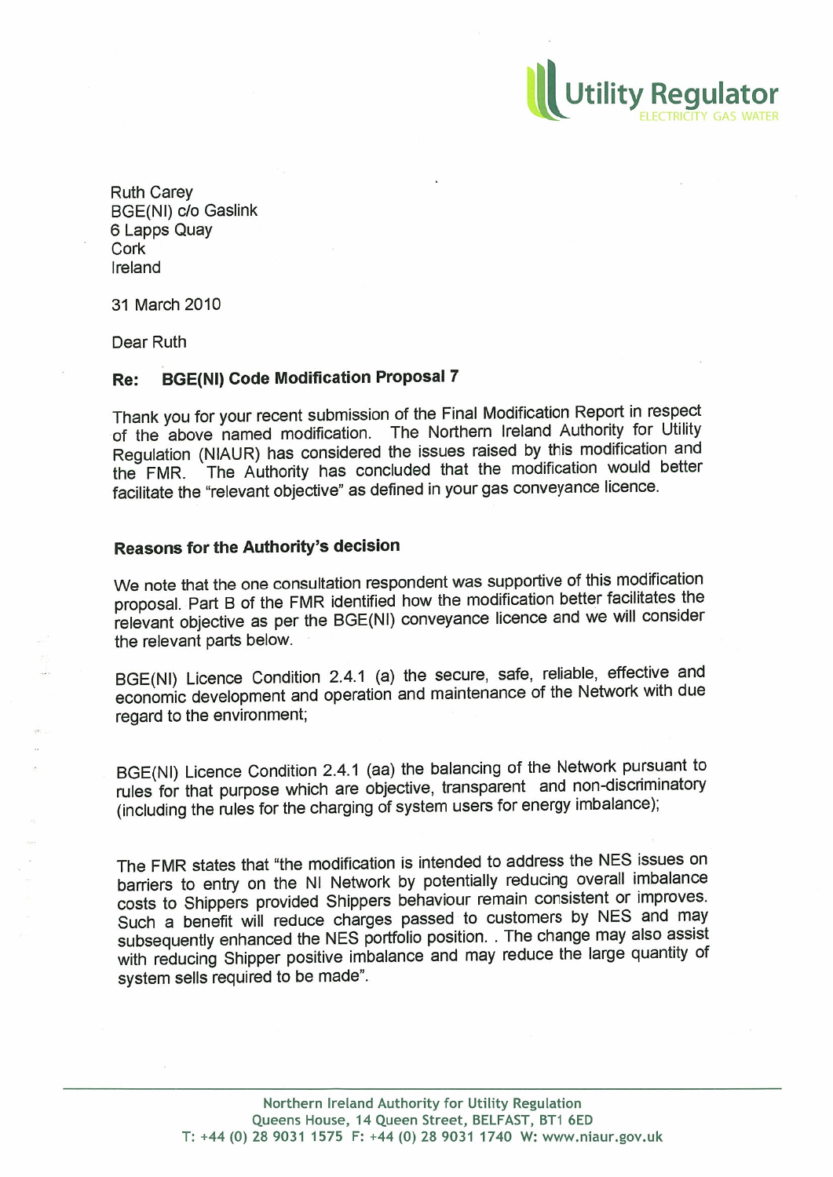Utility Regulator
ELECTRICITY GAS WATER

Ruth Carey
BGE(NI) c/o Gaslink
6 Lapps Quay
Cork
Ireland

31 March 2010

Dear Ruth

**Re: BGE(NI) Code Modification Proposal 7**

Thank you for your recent submission of the Final Modification Report in respect of the above named modification. The Northern Ireland Authority for Utility Regulation (NIAUR) has considered the issues raised by this modification and the FMR. The Authority has concluded that the modification would better facilitate the "relevant objective" as defined in your gas conveyance licence.

**Reasons for the Authority's decision**

We note that the one consultation respondent was supportive of this modification proposal. Part B of the FMR identified how the modification better facilitates the relevant objective as per the BGE(NI) conveyance licence and we will consider the relevant parts below.

BGE(NI) Licence Condition 2.4.1 (a) the secure, safe, reliable, effective and economic development and operation and maintenance of the Network with due regard to the environment;

BGE(NI) Licence Condition 2.4.1 (aa) the balancing of the Network pursuant to rules for that purpose which are objective, transparent and non-discriminatory (including the rules for the charging of system users for energy imbalance);

The FMR states that "the modification is intended to address the NES issues on barriers to entry on the NI Network by potentially reducing overall imbalance costs to Shippers provided Shippers behaviour remain consistent or improves. Such a benefit will reduce charges passed to customers by NES and may subsequently enhanced the NES portfolio position. . The change may also assist with reducing Shipper positive imbalance and may reduce the large quantity of system sells required to be made".

Northern Ireland Authority for Utility Regulation
Queens House, 14 Queen Street, BELFAST, BT1 6ED
T: +44 (0) 28 9031 1575 F: +44 (0) 28 9031 1740 W: www.niaur.gov.uk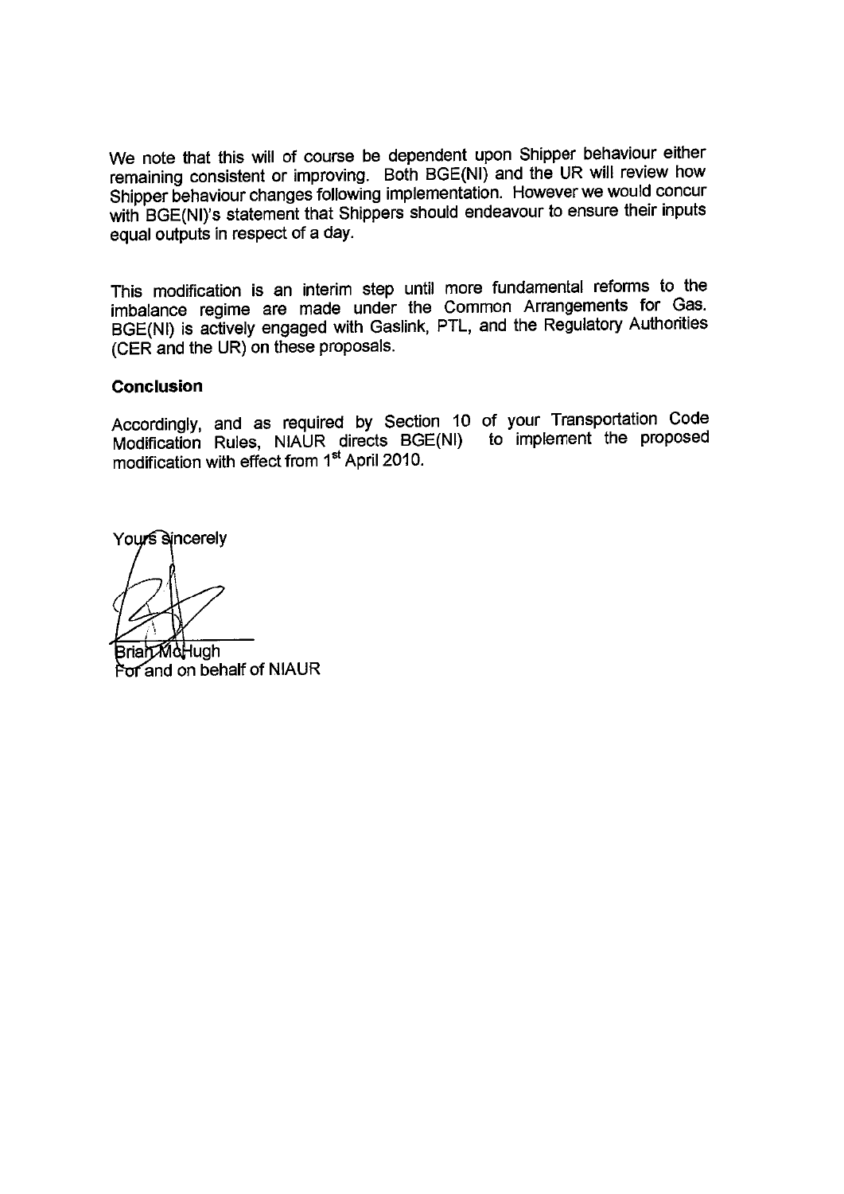We note that this will of course be dependent upon Shipper behaviour either remaining consistent or improving. Both BGE(NI) and the UR will review how Shipper behaviour changes following implementation. However we would concur with BGE(NI)'s statement that Shippers should endeavour to ensure their inputs equal outputs in respect of a day.

This modification is an interim step until more fundamental reforms to the imbalance regime are made under the Common Arrangements for Gas. BGE(NI) is actively engaged with Gaslink, PTL, and the Regulatory Authorities (CER and the UR) on these proposals.

**Conclusion**

Accordingly, and as required by Section 10 of your Transportation Code Modification Rules, NIAUR directs BGE(NI) to implement the proposed modification with effect from 1st April 2010.

Yours sincerely

Brian McHugh
For and on behalf of NIAUR